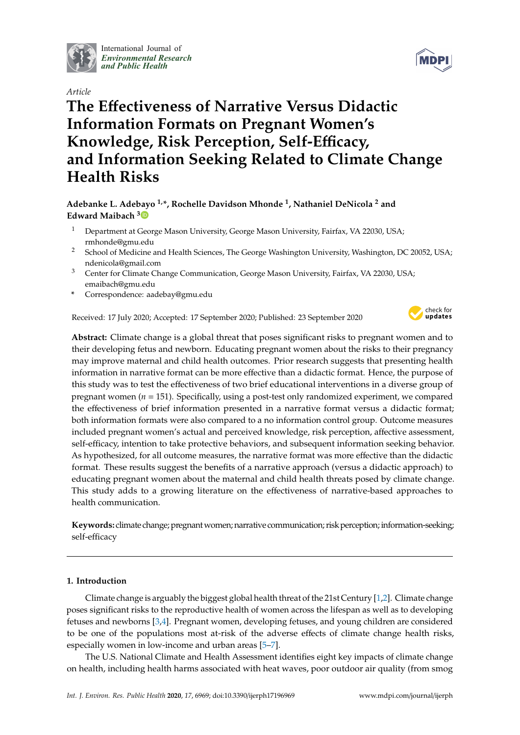International Journal of *Environmental Research and Public Health*

*Article*

# The Effectiveness of Narrative Versus Didactic Information Formats on Pregnant Women's Knowledge, Risk Perception, Self-Efficacy, and Information Seeking Related to Climate Change Health Risks

**Adebanke L. Adebayo [1,*], Rochelle Davidson Mhonde [1], Nathaniel DeNicola [2] and Edward Maibach [3]**

[1] Department at George Mason University, George Mason University, Fairfax, VA 22030, USA; rmhonde@gmu.edu

[2] School of Medicine and Health Sciences, The George Washington University, Washington, DC 20052, USA; ndenicola@gmail.com

[3] Center for Climate Change Communication, George Mason University, Fairfax, VA 22030, USA; emaibach@gmu.edu

[*] Correspondence: aadebay@gmu.edu

Received: 17 July 2020; Accepted: 17 September 2020; Published: 23 September 2020

**Abstract:** Climate change is a global threat that poses significant risks to pregnant women and to their developing fetus and newborn. Educating pregnant women about the risks to their pregnancy may improve maternal and child health outcomes. Prior research suggests that presenting health information in narrative format can be more effective than a didactic format. Hence, the purpose of this study was to test the effectiveness of two brief educational interventions in a diverse group of pregnant women ($n$ = 151). Specifically, using a post-test only randomized experiment, we compared the effectiveness of brief information presented in a narrative format versus a didactic format; both information formats were also compared to a no information control group. Outcome measures included pregnant women's actual and perceived knowledge, risk perception, affective assessment, self-efficacy, intention to take protective behaviors, and subsequent information seeking behavior. As hypothesized, for all outcome measures, the narrative format was more effective than the didactic format. These results suggest the benefits of a narrative approach (versus a didactic approach) to educating pregnant women about the maternal and child health threats posed by climate change. This study adds to a growing literature on the effectiveness of narrative-based approaches to health communication.

**Keywords:** climate change; pregnant women; narrative communication; risk perception; information-seeking; self-efficacy

## 1. Introduction

Climate change is arguably the biggest global health threat of the 21st Century [1,2]. Climate change poses significant risks to the reproductive health of women across the lifespan as well as to developing fetuses and newborns [3,4]. Pregnant women, developing fetuses, and young children are considered to be one of the populations most at-risk of the adverse effects of climate change health risks, especially women in low-income and urban areas [5–7].

The U.S. National Climate and Health Assessment identifies eight key impacts of climate change on health, including health harms associated with heat waves, poor outdoor air quality (from smog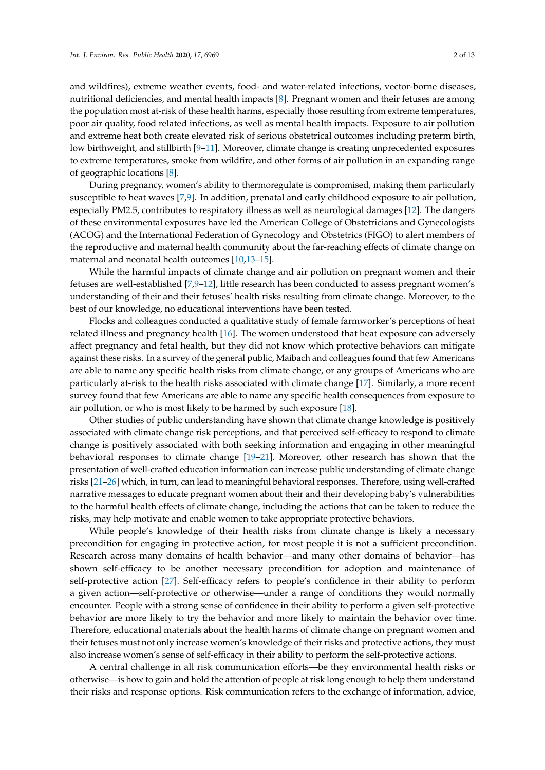and wildfires), extreme weather events, food- and water-related infections, vector-borne diseases, nutritional deficiencies, and mental health impacts [8]. Pregnant women and their fetuses are among the population most at-risk of these health harms, especially those resulting from extreme temperatures, poor air quality, food related infections, as well as mental health impacts. Exposure to air pollution and extreme heat both create elevated risk of serious obstetrical outcomes including preterm birth, low birthweight, and stillbirth [9–11]. Moreover, climate change is creating unprecedented exposures to extreme temperatures, smoke from wildfire, and other forms of air pollution in an expanding range of geographic locations [8].

During pregnancy, women's ability to thermoregulate is compromised, making them particularly susceptible to heat waves [7,9]. In addition, prenatal and early childhood exposure to air pollution, especially PM2.5, contributes to respiratory illness as well as neurological damages [12]. The dangers of these environmental exposures have led the American College of Obstetricians and Gynecologists (ACOG) and the International Federation of Gynecology and Obstetrics (FIGO) to alert members of the reproductive and maternal health community about the far-reaching effects of climate change on maternal and neonatal health outcomes [10,13–15].

While the harmful impacts of climate change and air pollution on pregnant women and their fetuses are well-established [7,9–12], little research has been conducted to assess pregnant women's understanding of their and their fetuses' health risks resulting from climate change. Moreover, to the best of our knowledge, no educational interventions have been tested.

Flocks and colleagues conducted a qualitative study of female farmworker's perceptions of heat related illness and pregnancy health [16]. The women understood that heat exposure can adversely affect pregnancy and fetal health, but they did not know which protective behaviors can mitigate against these risks. In a survey of the general public, Maibach and colleagues found that few Americans are able to name any specific health risks from climate change, or any groups of Americans who are particularly at-risk to the health risks associated with climate change [17]. Similarly, a more recent survey found that few Americans are able to name any specific health consequences from exposure to air pollution, or who is most likely to be harmed by such exposure [18].

Other studies of public understanding have shown that climate change knowledge is positively associated with climate change risk perceptions, and that perceived self-efficacy to respond to climate change is positively associated with both seeking information and engaging in other meaningful behavioral responses to climate change [19–21]. Moreover, other research has shown that the presentation of well-crafted education information can increase public understanding of climate change risks [21–26] which, in turn, can lead to meaningful behavioral responses. Therefore, using well-crafted narrative messages to educate pregnant women about their and their developing baby's vulnerabilities to the harmful health effects of climate change, including the actions that can be taken to reduce the risks, may help motivate and enable women to take appropriate protective behaviors.

While people's knowledge of their health risks from climate change is likely a necessary precondition for engaging in protective action, for most people it is not a sufficient precondition. Research across many domains of health behavior—and many other domains of behavior—has shown self-efficacy to be another necessary precondition for adoption and maintenance of self-protective action [27]. Self-efficacy refers to people's confidence in their ability to perform a given action—self-protective or otherwise—under a range of conditions they would normally encounter. People with a strong sense of confidence in their ability to perform a given self-protective behavior are more likely to try the behavior and more likely to maintain the behavior over time. Therefore, educational materials about the health harms of climate change on pregnant women and their fetuses must not only increase women's knowledge of their risks and protective actions, they must also increase women's sense of self-efficacy in their ability to perform the self-protective actions.

A central challenge in all risk communication efforts—be they environmental health risks or otherwise—is how to gain and hold the attention of people at risk long enough to help them understand their risks and response options. Risk communication refers to the exchange of information, advice,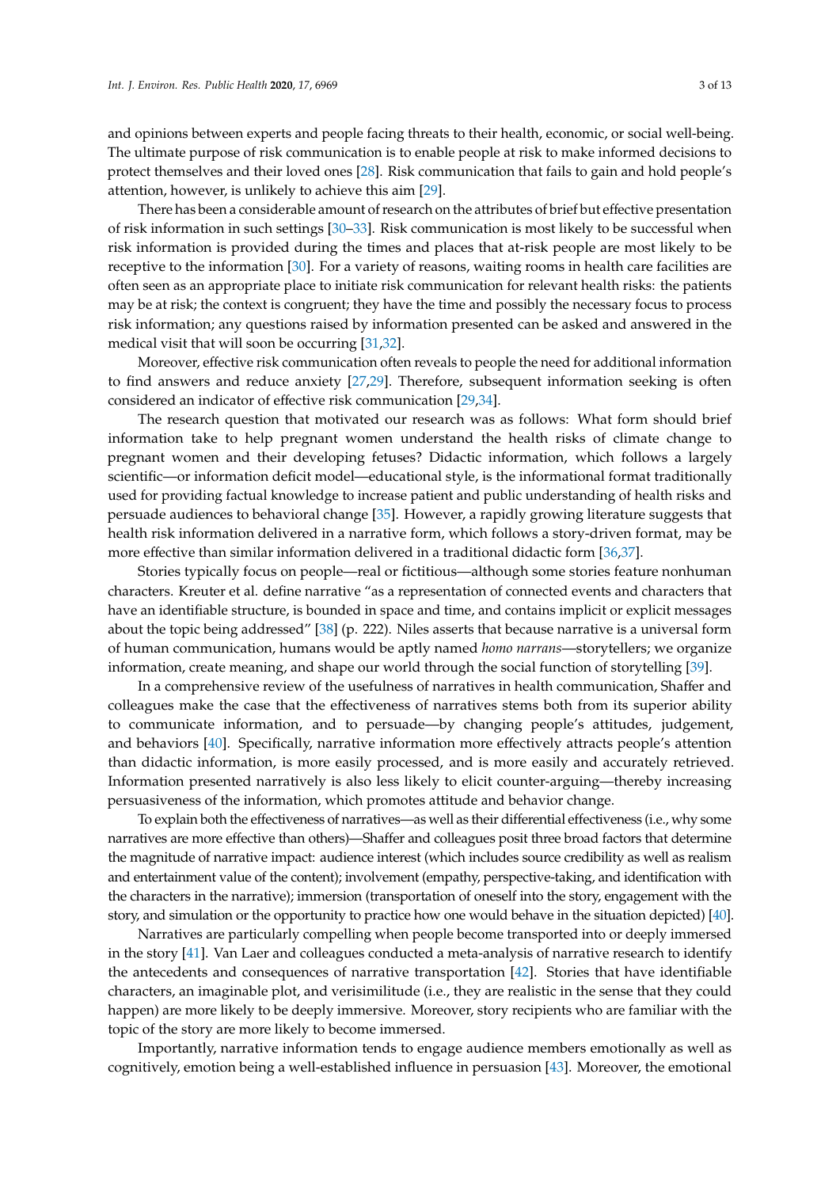and opinions between experts and people facing threats to their health, economic, or social well-being. The ultimate purpose of risk communication is to enable people at risk to make informed decisions to protect themselves and their loved ones [28]. Risk communication that fails to gain and hold people's attention, however, is unlikely to achieve this aim [29].

There has been a considerable amount of research on the attributes of brief but effective presentation of risk information in such settings [30–33]. Risk communication is most likely to be successful when risk information is provided during the times and places that at-risk people are most likely to be receptive to the information [30]. For a variety of reasons, waiting rooms in health care facilities are often seen as an appropriate place to initiate risk communication for relevant health risks: the patients may be at risk; the context is congruent; they have the time and possibly the necessary focus to process risk information; any questions raised by information presented can be asked and answered in the medical visit that will soon be occurring [31,32].

Moreover, effective risk communication often reveals to people the need for additional information to find answers and reduce anxiety [27,29]. Therefore, subsequent information seeking is often considered an indicator of effective risk communication [29,34].

The research question that motivated our research was as follows: What form should brief information take to help pregnant women understand the health risks of climate change to pregnant women and their developing fetuses? Didactic information, which follows a largely scientific—or information deficit model—educational style, is the informational format traditionally used for providing factual knowledge to increase patient and public understanding of health risks and persuade audiences to behavioral change [35]. However, a rapidly growing literature suggests that health risk information delivered in a narrative form, which follows a story-driven format, may be more effective than similar information delivered in a traditional didactic form [36,37].

Stories typically focus on people—real or fictitious—although some stories feature nonhuman characters. Kreuter et al. define narrative "as a representation of connected events and characters that have an identifiable structure, is bounded in space and time, and contains implicit or explicit messages about the topic being addressed" [38] (p. 222). Niles asserts that because narrative is a universal form of human communication, humans would be aptly named *homo narrans*—storytellers; we organize information, create meaning, and shape our world through the social function of storytelling [39].

In a comprehensive review of the usefulness of narratives in health communication, Shaffer and colleagues make the case that the effectiveness of narratives stems both from its superior ability to communicate information, and to persuade—by changing people's attitudes, judgement, and behaviors [40]. Specifically, narrative information more effectively attracts people's attention than didactic information, is more easily processed, and is more easily and accurately retrieved. Information presented narratively is also less likely to elicit counter-arguing—thereby increasing persuasiveness of the information, which promotes attitude and behavior change.

To explain both the effectiveness of narratives—as well as their differential effectiveness (i.e., why some narratives are more effective than others)—Shaffer and colleagues posit three broad factors that determine the magnitude of narrative impact: audience interest (which includes source credibility as well as realism and entertainment value of the content); involvement (empathy, perspective-taking, and identification with the characters in the narrative); immersion (transportation of oneself into the story, engagement with the story, and simulation or the opportunity to practice how one would behave in the situation depicted) [40].

Narratives are particularly compelling when people become transported into or deeply immersed in the story [41]. Van Laer and colleagues conducted a meta-analysis of narrative research to identify the antecedents and consequences of narrative transportation [42]. Stories that have identifiable characters, an imaginable plot, and verisimilitude (i.e., they are realistic in the sense that they could happen) are more likely to be deeply immersive. Moreover, story recipients who are familiar with the topic of the story are more likely to become immersed.

Importantly, narrative information tends to engage audience members emotionally as well as cognitively, emotion being a well-established influence in persuasion [43]. Moreover, the emotional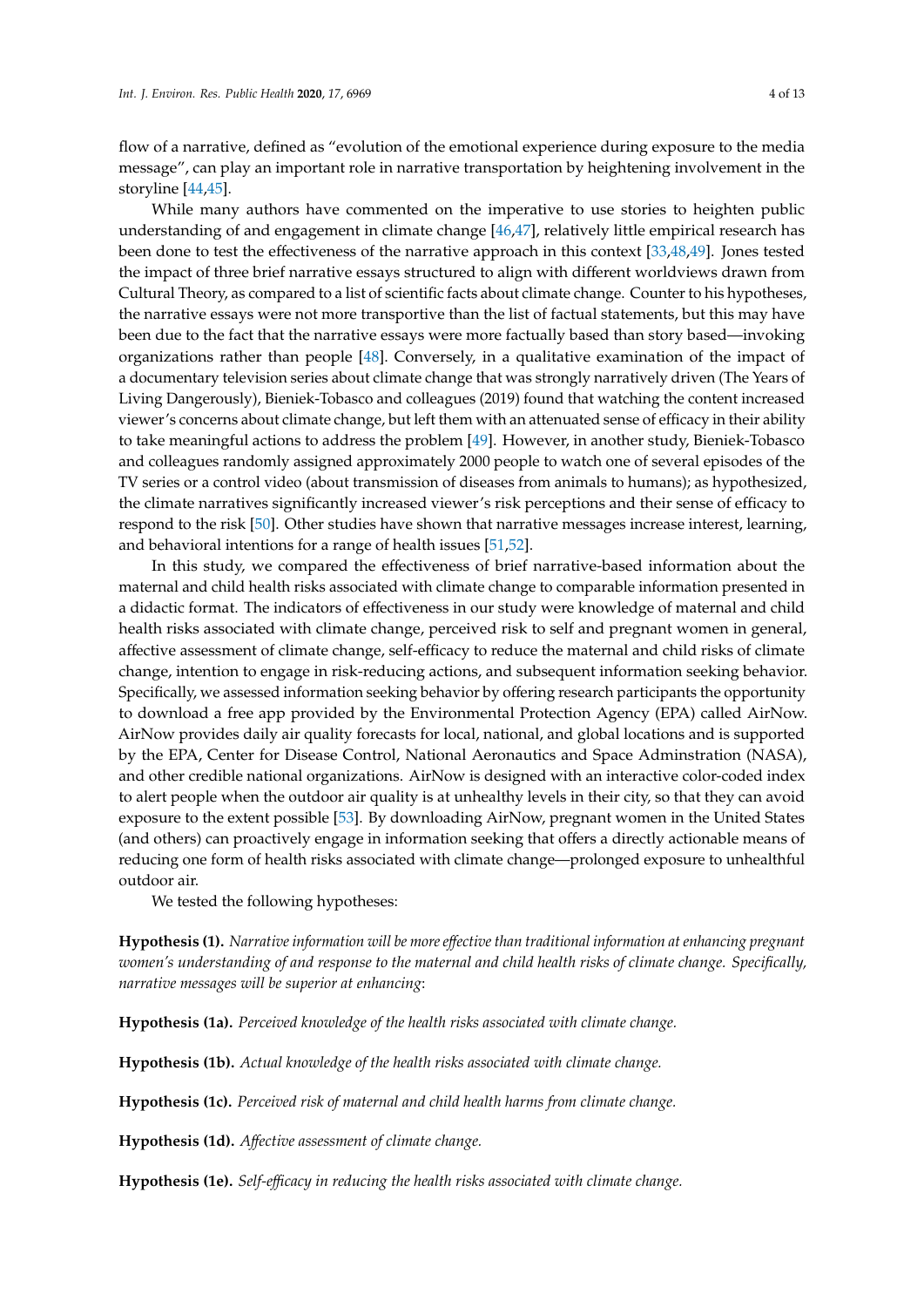flow of a narrative, defined as "evolution of the emotional experience during exposure to the media message", can play an important role in narrative transportation by heightening involvement in the storyline [44,45].

While many authors have commented on the imperative to use stories to heighten public understanding of and engagement in climate change [46,47], relatively little empirical research has been done to test the effectiveness of the narrative approach in this context [33,48,49]. Jones tested the impact of three brief narrative essays structured to align with different worldviews drawn from Cultural Theory, as compared to a list of scientific facts about climate change. Counter to his hypotheses, the narrative essays were not more transportive than the list of factual statements, but this may have been due to the fact that the narrative essays were more factually based than story based—invoking organizations rather than people [48]. Conversely, in a qualitative examination of the impact of a documentary television series about climate change that was strongly narratively driven (The Years of Living Dangerously), Bieniek-Tobasco and colleagues (2019) found that watching the content increased viewer's concerns about climate change, but left them with an attenuated sense of efficacy in their ability to take meaningful actions to address the problem [49]. However, in another study, Bieniek-Tobasco and colleagues randomly assigned approximately 2000 people to watch one of several episodes of the TV series or a control video (about transmission of diseases from animals to humans); as hypothesized, the climate narratives significantly increased viewer's risk perceptions and their sense of efficacy to respond to the risk [50]. Other studies have shown that narrative messages increase interest, learning, and behavioral intentions for a range of health issues [51,52].

In this study, we compared the effectiveness of brief narrative-based information about the maternal and child health risks associated with climate change to comparable information presented in a didactic format. The indicators of effectiveness in our study were knowledge of maternal and child health risks associated with climate change, perceived risk to self and pregnant women in general, affective assessment of climate change, self-efficacy to reduce the maternal and child risks of climate change, intention to engage in risk-reducing actions, and subsequent information seeking behavior. Specifically, we assessed information seeking behavior by offering research participants the opportunity to download a free app provided by the Environmental Protection Agency (EPA) called AirNow. AirNow provides daily air quality forecasts for local, national, and global locations and is supported by the EPA, Center for Disease Control, National Aeronautics and Space Adminstration (NASA), and other credible national organizations. AirNow is designed with an interactive color-coded index to alert people when the outdoor air quality is at unhealthy levels in their city, so that they can avoid exposure to the extent possible [53]. By downloading AirNow, pregnant women in the United States (and others) can proactively engage in information seeking that offers a directly actionable means of reducing one form of health risks associated with climate change—prolonged exposure to unhealthful outdoor air.

We tested the following hypotheses:

**Hypothesis (1).** *Narrative information will be more effective than traditional information at enhancing pregnant women's understanding of and response to the maternal and child health risks of climate change. Specifically, narrative messages will be superior at enhancing*:

**Hypothesis (1a).** *Perceived knowledge of the health risks associated with climate change.*

**Hypothesis (1b).** *Actual knowledge of the health risks associated with climate change.*

**Hypothesis (1c).** *Perceived risk of maternal and child health harms from climate change.*

**Hypothesis (1d).** *Affective assessment of climate change.*

**Hypothesis (1e).** *Self-efficacy in reducing the health risks associated with climate change.*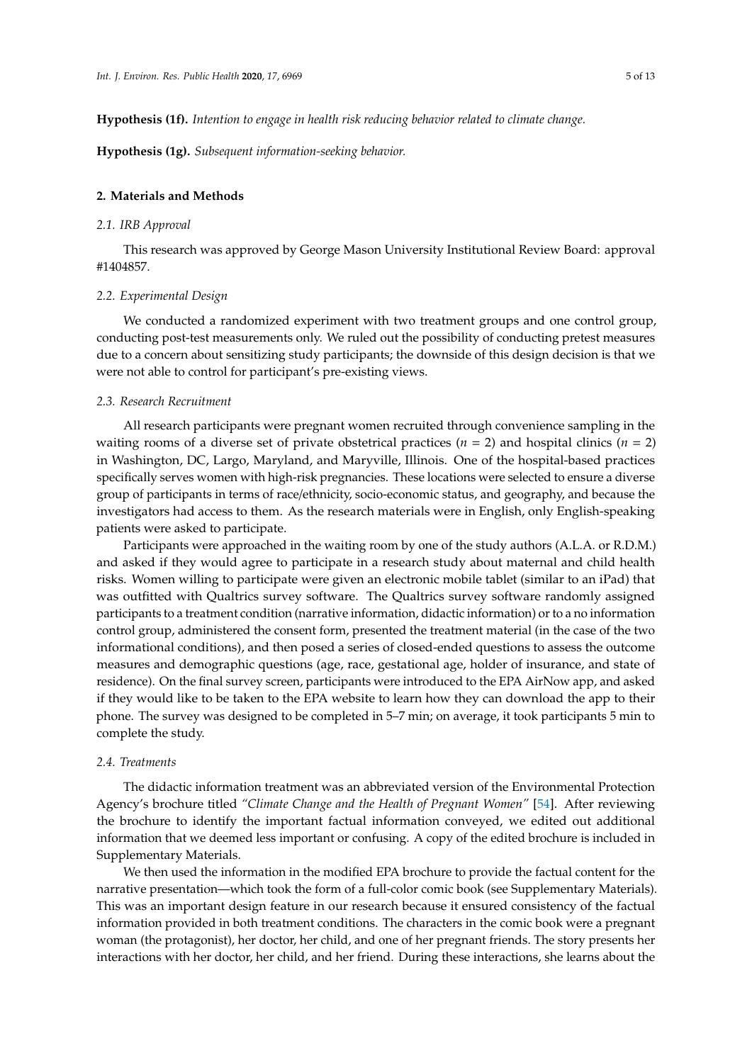**Hypothesis (1f).** *Intention to engage in health risk reducing behavior related to climate change.*

**Hypothesis (1g).** *Subsequent information-seeking behavior.*

## 2. Materials and Methods

### *2.1. IRB Approval*

This research was approved by George Mason University Institutional Review Board: approval #1404857.

### *2.2. Experimental Design*

We conducted a randomized experiment with two treatment groups and one control group, conducting post-test measurements only. We ruled out the possibility of conducting pretest measures due to a concern about sensitizing study participants; the downside of this design decision is that we were not able to control for participant's pre-existing views.

### *2.3. Research Recruitment*

All research participants were pregnant women recruited through convenience sampling in the waiting rooms of a diverse set of private obstetrical practices ($n$ = 2) and hospital clinics ($n$ = 2) in Washington, DC, Largo, Maryland, and Maryville, Illinois. One of the hospital-based practices specifically serves women with high-risk pregnancies. These locations were selected to ensure a diverse group of participants in terms of race/ethnicity, socio-economic status, and geography, and because the investigators had access to them. As the research materials were in English, only English-speaking patients were asked to participate.

Participants were approached in the waiting room by one of the study authors (A.L.A. or R.D.M.) and asked if they would agree to participate in a research study about maternal and child health risks. Women willing to participate were given an electronic mobile tablet (similar to an iPad) that was outfitted with Qualtrics survey software. The Qualtrics survey software randomly assigned participants to a treatment condition (narrative information, didactic information) or to a no information control group, administered the consent form, presented the treatment material (in the case of the two informational conditions), and then posed a series of closed-ended questions to assess the outcome measures and demographic questions (age, race, gestational age, holder of insurance, and state of residence). On the final survey screen, participants were introduced to the EPA AirNow app, and asked if they would like to be taken to the EPA website to learn how they can download the app to their phone. The survey was designed to be completed in 5–7 min; on average, it took participants 5 min to complete the study.

### *2.4. Treatments*

The didactic information treatment was an abbreviated version of the Environmental Protection Agency's brochure titled *"Climate Change and the Health of Pregnant Women"* [54]. After reviewing the brochure to identify the important factual information conveyed, we edited out additional information that we deemed less important or confusing. A copy of the edited brochure is included in Supplementary Materials.

We then used the information in the modified EPA brochure to provide the factual content for the narrative presentation—which took the form of a full-color comic book (see Supplementary Materials). This was an important design feature in our research because it ensured consistency of the factual information provided in both treatment conditions. The characters in the comic book were a pregnant woman (the protagonist), her doctor, her child, and one of her pregnant friends. The story presents her interactions with her doctor, her child, and her friend. During these interactions, she learns about the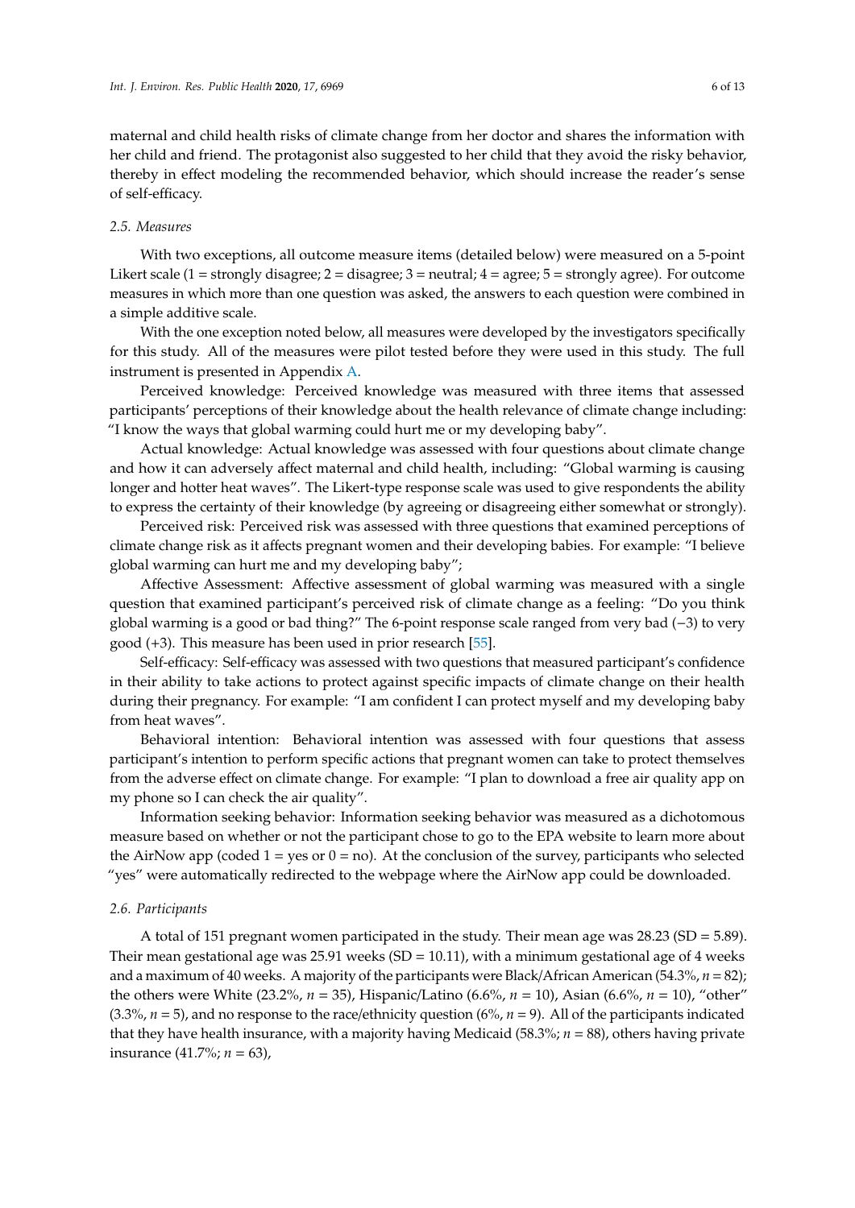maternal and child health risks of climate change from her doctor and shares the information with her child and friend. The protagonist also suggested to her child that they avoid the risky behavior, thereby in effect modeling the recommended behavior, which should increase the reader's sense of self-efficacy.

### 2.5. Measures

With two exceptions, all outcome measure items (detailed below) were measured on a 5-point Likert scale (1 = strongly disagree; 2 = disagree; 3 = neutral; 4 = agree; 5 = strongly agree). For outcome measures in which more than one question was asked, the answers to each question were combined in a simple additive scale.

With the one exception noted below, all measures were developed by the investigators specifically for this study. All of the measures were pilot tested before they were used in this study. The full instrument is presented in Appendix A.

Perceived knowledge: Perceived knowledge was measured with three items that assessed participants' perceptions of their knowledge about the health relevance of climate change including: "I know the ways that global warming could hurt me or my developing baby".

Actual knowledge: Actual knowledge was assessed with four questions about climate change and how it can adversely affect maternal and child health, including: "Global warming is causing longer and hotter heat waves". The Likert-type response scale was used to give respondents the ability to express the certainty of their knowledge (by agreeing or disagreeing either somewhat or strongly).

Perceived risk: Perceived risk was assessed with three questions that examined perceptions of climate change risk as it affects pregnant women and their developing babies. For example: "I believe global warming can hurt me and my developing baby";

Affective Assessment: Affective assessment of global warming was measured with a single question that examined participant's perceived risk of climate change as a feeling: "Do you think global warming is a good or bad thing?" The 6-point response scale ranged from very bad (−3) to very good (+3). This measure has been used in prior research [55].

Self-efficacy: Self-efficacy was assessed with two questions that measured participant's confidence in their ability to take actions to protect against specific impacts of climate change on their health during their pregnancy. For example: "I am confident I can protect myself and my developing baby from heat waves".

Behavioral intention: Behavioral intention was assessed with four questions that assess participant's intention to perform specific actions that pregnant women can take to protect themselves from the adverse effect on climate change. For example: "I plan to download a free air quality app on my phone so I can check the air quality".

Information seeking behavior: Information seeking behavior was measured as a dichotomous measure based on whether or not the participant chose to go to the EPA website to learn more about the AirNow app (coded 1 = yes or 0 = no). At the conclusion of the survey, participants who selected "yes" were automatically redirected to the webpage where the AirNow app could be downloaded.

### 2.6. Participants

A total of 151 pregnant women participated in the study. Their mean age was 28.23 (SD = 5.89). Their mean gestational age was 25.91 weeks (SD = 10.11), with a minimum gestational age of 4 weeks and a maximum of 40 weeks. A majority of the participants were Black/African American (54.3%, *n* = 82); the others were White (23.2%, *n* = 35), Hispanic/Latino (6.6%, *n* = 10), Asian (6.6%, *n* = 10), "other" (3.3%, *n* = 5), and no response to the race/ethnicity question (6%, *n* = 9). All of the participants indicated that they have health insurance, with a majority having Medicaid (58.3%; *n* = 88), others having private insurance (41.7%; *n* = 63),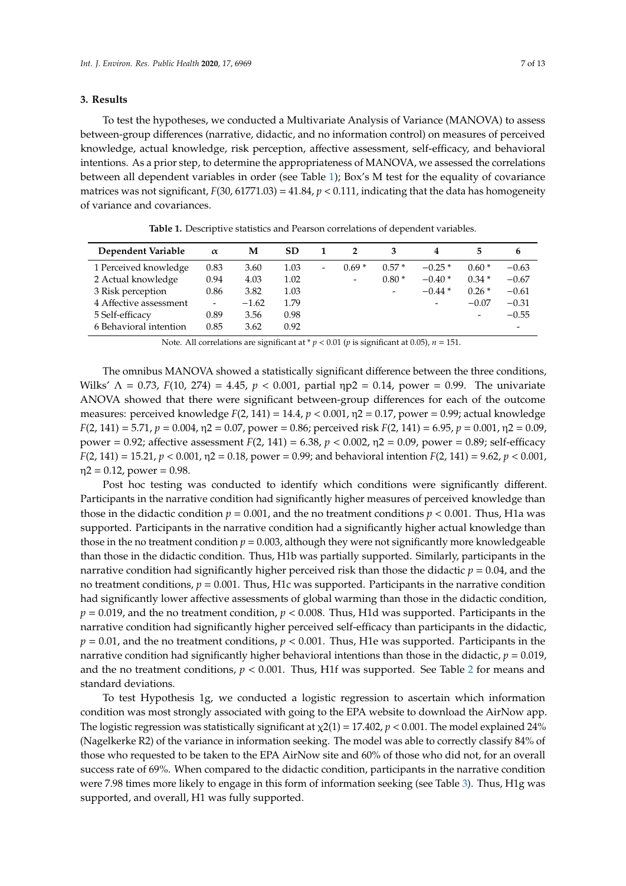## 3. Results

To test the hypotheses, we conducted a Multivariate Analysis of Variance (MANOVA) to assess between-group differences (narrative, didactic, and no information control) on measures of perceived knowledge, actual knowledge, risk perception, affective assessment, self-efficacy, and behavioral intentions. As a prior step, to determine the appropriateness of MANOVA, we assessed the correlations between all dependent variables in order (see Table 1); Box's M test for the equality of covariance matrices was not significant, $F(30, 61771.03) = 41.84$, $p < 0.111$, indicating that the data has homogeneity of variance and covariances.

**Table 1.** Descriptive statistics and Pearson correlations of dependent variables.

| Dependent Variable | α | M | SD | 1 | 2 | 3 | 4 | 5 | 6 |
|---|---|---|---|---|---|---|---|---|---|
| 1 Perceived knowledge | 0.83 | 3.60 | 1.03 | - | 0.69 * | 0.57 * | −0.25 * | 0.60 * | −0.63 |
| 2 Actual knowledge | 0.94 | 4.03 | 1.02 | | - | 0.80 * | −0.40 * | 0.34 * | −0.67 |
| 3 Risk perception | 0.86 | 3.82 | 1.03 | | | - | −0.44 * | 0.26 * | −0.61 |
| 4 Affective assessment | - | −1.62 | 1.79 | | | | - | −0.07 | −0.31 |
| 5 Self-efficacy | 0.89 | 3.56 | 0.98 | | | | | - | −0.55 |
| 6 Behavioral intention | 0.85 | 3.62 | 0.92 | | | | | | - |

Note. All correlations are significant at * $p < 0.01$ ($p$ is significant at 0.05), $n = 151$.

The omnibus MANOVA showed a statistically significant difference between the three conditions, Wilks' $\Lambda = 0.73$, $F(10, 274) = 4.45$, $p < 0.001$, partial $\eta p2 = 0.14$, power = 0.99. The univariate ANOVA showed that there were significant between-group differences for each of the outcome measures: perceived knowledge $F(2, 141) = 14.4$, $p < 0.001$, $\eta 2 = 0.17$, power = 0.99; actual knowledge $F(2, 141) = 5.71$, $p = 0.004$, $\eta 2 = 0.07$, power = 0.86; perceived risk $F(2, 141) = 6.95$, $p = 0.001$, $\eta 2 = 0.09$, power = 0.92; affective assessment $F(2, 141) = 6.38$, $p < 0.002$, $\eta 2 = 0.09$, power = 0.89; self-efficacy $F(2, 141) = 15.21$, $p < 0.001$, $\eta 2 = 0.18$, power = 0.99; and behavioral intention $F(2, 141) = 9.62$, $p < 0.001$, $\eta 2 = 0.12$, power = 0.98.

Post hoc testing was conducted to identify which conditions were significantly different. Participants in the narrative condition had significantly higher measures of perceived knowledge than those in the didactic condition $p = 0.001$, and the no treatment conditions $p < 0.001$. Thus, H1a was supported. Participants in the narrative condition had a significantly higher actual knowledge than those in the no treatment condition $p = 0.003$, although they were not significantly more knowledgeable than those in the didactic condition. Thus, H1b was partially supported. Similarly, participants in the narrative condition had significantly higher perceived risk than those the didactic $p = 0.04$, and the no treatment conditions, $p = 0.001$. Thus, H1c was supported. Participants in the narrative condition had significantly lower affective assessments of global warming than those in the didactic condition, $p = 0.019$, and the no treatment condition, $p < 0.008$. Thus, H1d was supported. Participants in the narrative condition had significantly higher perceived self-efficacy than participants in the didactic, $p = 0.01$, and the no treatment conditions, $p < 0.001$. Thus, H1e was supported. Participants in the narrative condition had significantly higher behavioral intentions than those in the didactic, $p = 0.019$, and the no treatment conditions, $p < 0.001$. Thus, H1f was supported. See Table 2 for means and standard deviations.

To test Hypothesis 1g, we conducted a logistic regression to ascertain which information condition was most strongly associated with going to the EPA website to download the AirNow app. The logistic regression was statistically significant at $\chi 2(1) = 17.402$, $p < 0.001$. The model explained 24% (Nagelkerke R2) of the variance in information seeking. The model was able to correctly classify 84% of those who requested to be taken to the EPA AirNow site and 60% of those who did not, for an overall success rate of 69%. When compared to the didactic condition, participants in the narrative condition were 7.98 times more likely to engage in this form of information seeking (see Table 3). Thus, H1g was supported, and overall, H1 was fully supported.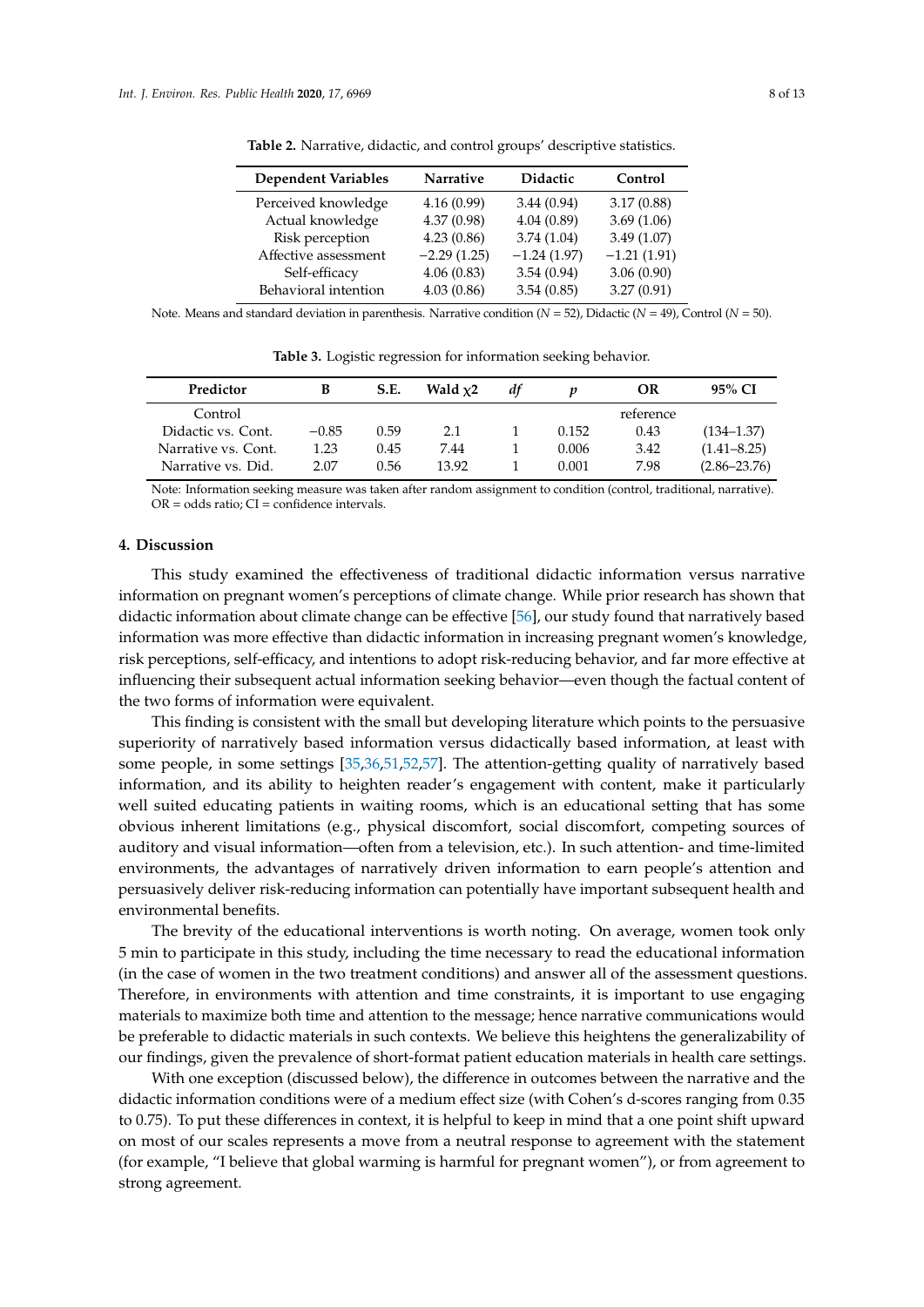**Table 2.** Narrative, didactic, and control groups' descriptive statistics.

| Dependent Variables | Narrative | Didactic | Control |
|---|---|---|---|
| Perceived knowledge | 4.16 (0.99) | 3.44 (0.94) | 3.17 (0.88) |
| Actual knowledge | 4.37 (0.98) | 4.04 (0.89) | 3.69 (1.06) |
| Risk perception | 4.23 (0.86) | 3.74 (1.04) | 3.49 (1.07) |
| Affective assessment | −2.29 (1.25) | −1.24 (1.97) | −1.21 (1.91) |
| Self-efficacy | 4.06 (0.83) | 3.54 (0.94) | 3.06 (0.90) |
| Behavioral intention | 4.03 (0.86) | 3.54 (0.85) | 3.27 (0.91) |

Note. Means and standard deviation in parenthesis. Narrative condition ($N = 52$), Didactic ($N = 49$), Control ($N = 50$).

**Table 3.** Logistic regression for information seeking behavior.

| Predictor | B | S.E. | Wald $\chi 2$ | *df* | *p* | OR | 95% CI |
|---|---|---|---|---|---|---|---|
| Control | | | | | | reference | |
| Didactic vs. Cont. | −0.85 | 0.59 | 2.1 | 1 | 0.152 | 0.43 | (134–1.37) |
| Narrative vs. Cont. | 1.23 | 0.45 | 7.44 | 1 | 0.006 | 3.42 | (1.41–8.25) |
| Narrative vs. Did. | 2.07 | 0.56 | 13.92 | 1 | 0.001 | 7.98 | (2.86–23.76) |

Note: Information seeking measure was taken after random assignment to condition (control, traditional, narrative). OR = odds ratio; CI = confidence intervals.

## 4. Discussion

This study examined the effectiveness of traditional didactic information versus narrative information on pregnant women's perceptions of climate change. While prior research has shown that didactic information about climate change can be effective [56], our study found that narratively based information was more effective than didactic information in increasing pregnant women's knowledge, risk perceptions, self-efficacy, and intentions to adopt risk-reducing behavior, and far more effective at influencing their subsequent actual information seeking behavior—even though the factual content of the two forms of information were equivalent.

This finding is consistent with the small but developing literature which points to the persuasive superiority of narratively based information versus didactically based information, at least with some people, in some settings [35,36,51,52,57]. The attention-getting quality of narratively based information, and its ability to heighten reader's engagement with content, make it particularly well suited educating patients in waiting rooms, which is an educational setting that has some obvious inherent limitations (e.g., physical discomfort, social discomfort, competing sources of auditory and visual information—often from a television, etc.). In such attention- and time-limited environments, the advantages of narratively driven information to earn people's attention and persuasively deliver risk-reducing information can potentially have important subsequent health and environmental benefits.

The brevity of the educational interventions is worth noting. On average, women took only 5 min to participate in this study, including the time necessary to read the educational information (in the case of women in the two treatment conditions) and answer all of the assessment questions. Therefore, in environments with attention and time constraints, it is important to use engaging materials to maximize both time and attention to the message; hence narrative communications would be preferable to didactic materials in such contexts. We believe this heightens the generalizability of our findings, given the prevalence of short-format patient education materials in health care settings.

With one exception (discussed below), the difference in outcomes between the narrative and the didactic information conditions were of a medium effect size (with Cohen's d-scores ranging from 0.35 to 0.75). To put these differences in context, it is helpful to keep in mind that a one point shift upward on most of our scales represents a move from a neutral response to agreement with the statement (for example, "I believe that global warming is harmful for pregnant women"), or from agreement to strong agreement.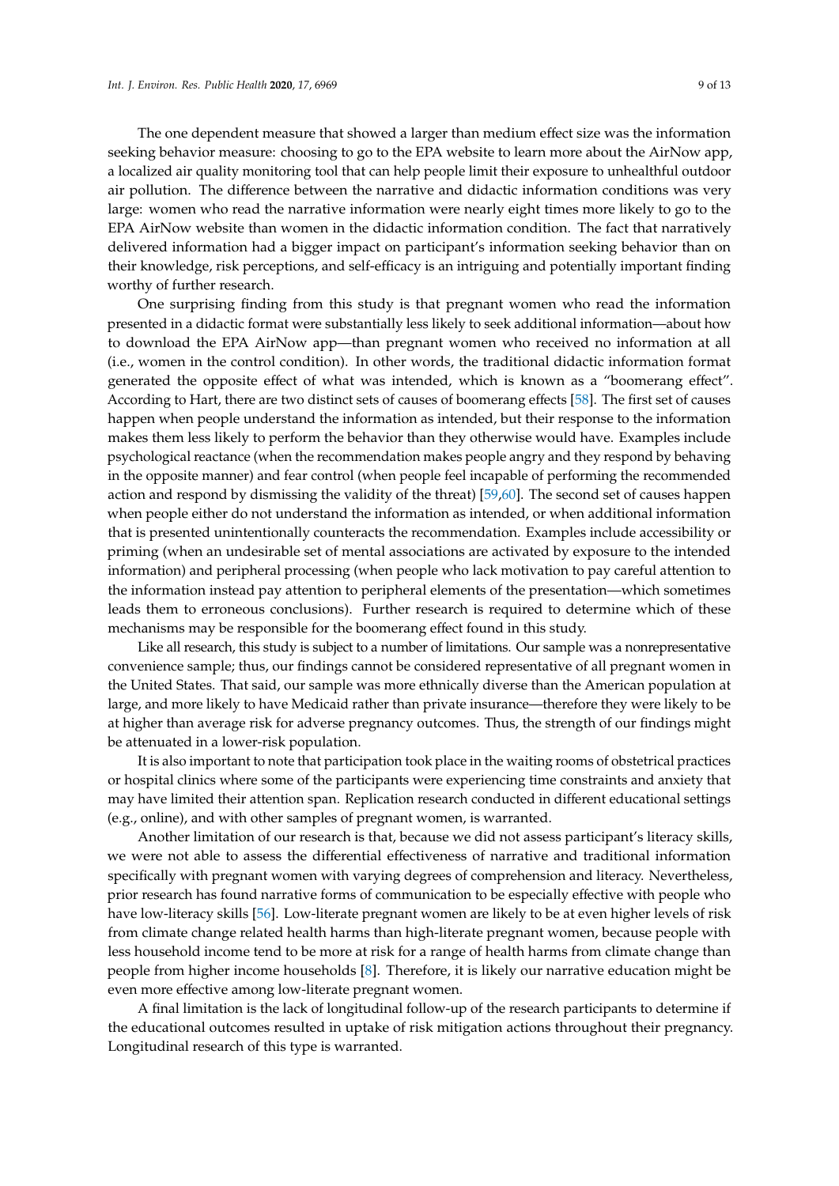The one dependent measure that showed a larger than medium effect size was the information seeking behavior measure: choosing to go to the EPA website to learn more about the AirNow app, a localized air quality monitoring tool that can help people limit their exposure to unhealthful outdoor air pollution. The difference between the narrative and didactic information conditions was very large: women who read the narrative information were nearly eight times more likely to go to the EPA AirNow website than women in the didactic information condition. The fact that narratively delivered information had a bigger impact on participant's information seeking behavior than on their knowledge, risk perceptions, and self-efficacy is an intriguing and potentially important finding worthy of further research.

One surprising finding from this study is that pregnant women who read the information presented in a didactic format were substantially less likely to seek additional information—about how to download the EPA AirNow app—than pregnant women who received no information at all (i.e., women in the control condition). In other words, the traditional didactic information format generated the opposite effect of what was intended, which is known as a "boomerang effect". According to Hart, there are two distinct sets of causes of boomerang effects [58]. The first set of causes happen when people understand the information as intended, but their response to the information makes them less likely to perform the behavior than they otherwise would have. Examples include psychological reactance (when the recommendation makes people angry and they respond by behaving in the opposite manner) and fear control (when people feel incapable of performing the recommended action and respond by dismissing the validity of the threat) [59,60]. The second set of causes happen when people either do not understand the information as intended, or when additional information that is presented unintentionally counteracts the recommendation. Examples include accessibility or priming (when an undesirable set of mental associations are activated by exposure to the intended information) and peripheral processing (when people who lack motivation to pay careful attention to the information instead pay attention to peripheral elements of the presentation—which sometimes leads them to erroneous conclusions). Further research is required to determine which of these mechanisms may be responsible for the boomerang effect found in this study.

Like all research, this study is subject to a number of limitations. Our sample was a nonrepresentative convenience sample; thus, our findings cannot be considered representative of all pregnant women in the United States. That said, our sample was more ethnically diverse than the American population at large, and more likely to have Medicaid rather than private insurance—therefore they were likely to be at higher than average risk for adverse pregnancy outcomes. Thus, the strength of our findings might be attenuated in a lower-risk population.

It is also important to note that participation took place in the waiting rooms of obstetrical practices or hospital clinics where some of the participants were experiencing time constraints and anxiety that may have limited their attention span. Replication research conducted in different educational settings (e.g., online), and with other samples of pregnant women, is warranted.

Another limitation of our research is that, because we did not assess participant's literacy skills, we were not able to assess the differential effectiveness of narrative and traditional information specifically with pregnant women with varying degrees of comprehension and literacy. Nevertheless, prior research has found narrative forms of communication to be especially effective with people who have low-literacy skills [56]. Low-literate pregnant women are likely to be at even higher levels of risk from climate change related health harms than high-literate pregnant women, because people with less household income tend to be more at risk for a range of health harms from climate change than people from higher income households [8]. Therefore, it is likely our narrative education might be even more effective among low-literate pregnant women.

A final limitation is the lack of longitudinal follow-up of the research participants to determine if the educational outcomes resulted in uptake of risk mitigation actions throughout their pregnancy. Longitudinal research of this type is warranted.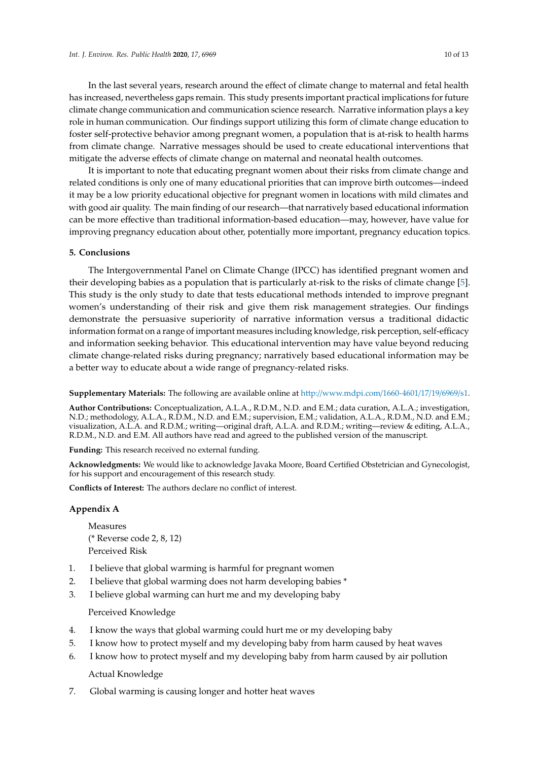In the last several years, research around the effect of climate change to maternal and fetal health has increased, nevertheless gaps remain. This study presents important practical implications for future climate change communication and communication science research. Narrative information plays a key role in human communication. Our findings support utilizing this form of climate change education to foster self-protective behavior among pregnant women, a population that is at-risk to health harms from climate change. Narrative messages should be used to create educational interventions that mitigate the adverse effects of climate change on maternal and neonatal health outcomes.

It is important to note that educating pregnant women about their risks from climate change and related conditions is only one of many educational priorities that can improve birth outcomes—indeed it may be a low priority educational objective for pregnant women in locations with mild climates and with good air quality. The main finding of our research—that narratively based educational information can be more effective than traditional information-based education—may, however, have value for improving pregnancy education about other, potentially more important, pregnancy education topics.

## 5. Conclusions

The Intergovernmental Panel on Climate Change (IPCC) has identified pregnant women and their developing babies as a population that is particularly at-risk to the risks of climate change [5]. This study is the only study to date that tests educational methods intended to improve pregnant women's understanding of their risk and give them risk management strategies. Our findings demonstrate the persuasive superiority of narrative information versus a traditional didactic information format on a range of important measures including knowledge, risk perception, self-efficacy and information seeking behavior. This educational intervention may have value beyond reducing climate change-related risks during pregnancy; narratively based educational information may be a better way to educate about a wide range of pregnancy-related risks.

**Supplementary Materials:** The following are available online at http://www.mdpi.com/1660-4601/17/19/6969/s1.

**Author Contributions:** Conceptualization, A.L.A., R.D.M., N.D. and E.M.; data curation, A.L.A.; investigation, N.D.; methodology, A.L.A., R.D.M., N.D. and E.M.; supervision, E.M.; validation, A.L.A., R.D.M., N.D. and E.M.; visualization, A.L.A. and R.D.M.; writing—original draft, A.L.A. and R.D.M.; writing—review & editing, A.L.A., R.D.M., N.D. and E.M. All authors have read and agreed to the published version of the manuscript.

**Funding:** This research received no external funding.

**Acknowledgments:** We would like to acknowledge Javaka Moore, Board Certified Obstetrician and Gynecologist, for his support and encouragement of this research study.

**Conflicts of Interest:** The authors declare no conflict of interest.

## Appendix A

Measures
(* Reverse code 2, 8, 12)
Perceived Risk

1. I believe that global warming is harmful for pregnant women
2. I believe that global warming does not harm developing babies *
3. I believe global warming can hurt me and my developing baby

Perceived Knowledge

4. I know the ways that global warming could hurt me or my developing baby
5. I know how to protect myself and my developing baby from harm caused by heat waves
6. I know how to protect myself and my developing baby from harm caused by air pollution

Actual Knowledge

7. Global warming is causing longer and hotter heat waves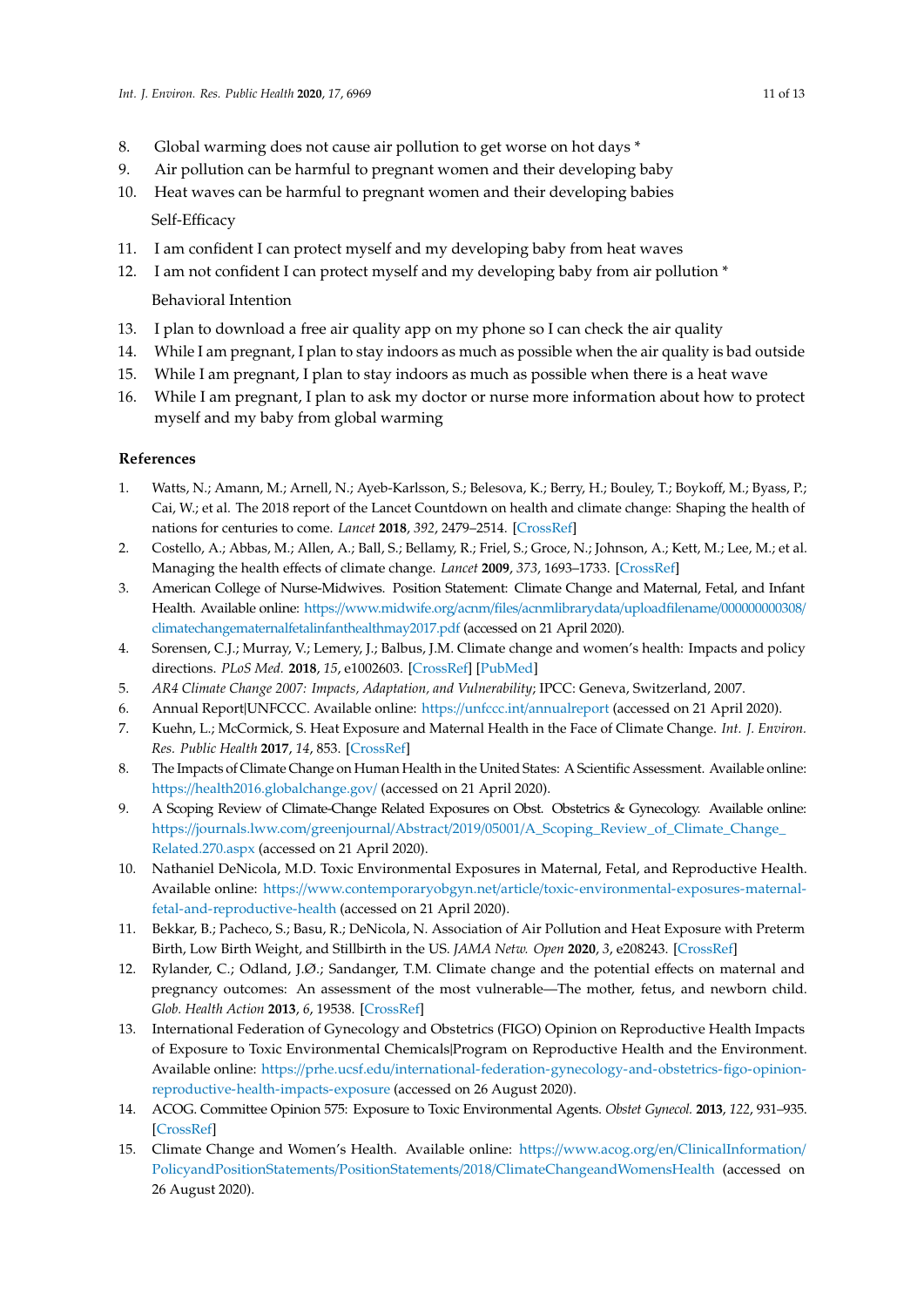8. Global warming does not cause air pollution to get worse on hot days *
9. Air pollution can be harmful to pregnant women and their developing baby
10. Heat waves can be harmful to pregnant women and their developing babies

Self-Efficacy

11. I am confident I can protect myself and my developing baby from heat waves
12. I am not confident I can protect myself and my developing baby from air pollution *

Behavioral Intention

13. I plan to download a free air quality app on my phone so I can check the air quality
14. While I am pregnant, I plan to stay indoors as much as possible when the air quality is bad outside
15. While I am pregnant, I plan to stay indoors as much as possible when there is a heat wave
16. While I am pregnant, I plan to ask my doctor or nurse more information about how to protect myself and my baby from global warming

## References

1. Watts, N.; Amann, M.; Arnell, N.; Ayeb-Karlsson, S.; Belesova, K.; Berry, H.; Bouley, T.; Boykoff, M.; Byass, P.; Cai, W.; et al. The 2018 report of the Lancet Countdown on health and climate change: Shaping the health of nations for centuries to come. *Lancet* **2018**, *392*, 2479–2514. [CrossRef]
2. Costello, A.; Abbas, M.; Allen, A.; Ball, S.; Bellamy, R.; Friel, S.; Groce, N.; Johnson, A.; Kett, M.; Lee, M.; et al. Managing the health effects of climate change. *Lancet* **2009**, *373*, 1693–1733. [CrossRef]
3. American College of Nurse-Midwives. Position Statement: Climate Change and Maternal, Fetal, and Infant Health. Available online: https://www.midwife.org/acnm/files/acnmlibrarydata/uploadfilename/000000000308/climatechangematernalfetalinfanthealthmay2017.pdf (accessed on 21 April 2020).
4. Sorensen, C.J.; Murray, V.; Lemery, J.; Balbus, J.M. Climate change and women's health: Impacts and policy directions. *PLoS Med.* **2018**, *15*, e1002603. [CrossRef] [PubMed]
5. *AR4 Climate Change 2007: Impacts, Adaptation, and Vulnerability*; IPCC: Geneva, Switzerland, 2007.
6. Annual Report|UNFCCC. Available online: https://unfccc.int/annualreport (accessed on 21 April 2020).
7. Kuehn, L.; McCormick, S. Heat Exposure and Maternal Health in the Face of Climate Change. *Int. J. Environ. Res. Public Health* **2017**, *14*, 853. [CrossRef]
8. The Impacts of Climate Change on Human Health in the United States: A Scientific Assessment. Available online: https://health2016.globalchange.gov/ (accessed on 21 April 2020).
9. A Scoping Review of Climate-Change Related Exposures on Obst. Obstetrics & Gynecology. Available online: https://journals.lww.com/greenjournal/Abstract/2019/05001/A_Scoping_Review_of_Climate_Change_Related.270.aspx (accessed on 21 April 2020).
10. Nathaniel DeNicola, M.D. Toxic Environmental Exposures in Maternal, Fetal, and Reproductive Health. Available online: https://www.contemporaryobgyn.net/article/toxic-environmental-exposures-maternal-fetal-and-reproductive-health (accessed on 21 April 2020).
11. Bekkar, B.; Pacheco, S.; Basu, R.; DeNicola, N. Association of Air Pollution and Heat Exposure with Preterm Birth, Low Birth Weight, and Stillbirth in the US. *JAMA Netw. Open* **2020**, *3*, e208243. [CrossRef]
12. Rylander, C.; Odland, J.Ø.; Sandanger, T.M. Climate change and the potential effects on maternal and pregnancy outcomes: An assessment of the most vulnerable—The mother, fetus, and newborn child. *Glob. Health Action* **2013**, *6*, 19538. [CrossRef]
13. International Federation of Gynecology and Obstetrics (FIGO) Opinion on Reproductive Health Impacts of Exposure to Toxic Environmental Chemicals|Program on Reproductive Health and the Environment. Available online: https://prhe.ucsf.edu/international-federation-gynecology-and-obstetrics-figo-opinion-reproductive-health-impacts-exposure (accessed on 26 August 2020).
14. ACOG. Committee Opinion 575: Exposure to Toxic Environmental Agents. *Obstet Gynecol.* **2013**, *122*, 931–935. [CrossRef]
15. Climate Change and Women's Health. Available online: https://www.acog.org/en/ClinicalInformation/PolicyandPositionStatements/PositionStatements/2018/ClimateChangeandWomensHealth (accessed on 26 August 2020).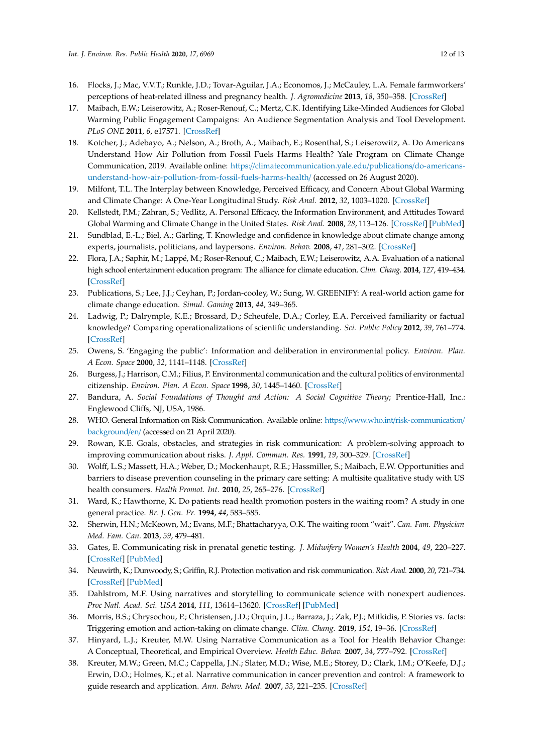16. Flocks, J.; Mac, V.V.T.; Runkle, J.D.; Tovar-Aguilar, J.A.; Economos, J.; McCauley, L.A. Female farmworkers' perceptions of heat-related illness and pregnancy health. *J. Agromedicine* **2013**, *18*, 350–358. [CrossRef]
17. Maibach, E.W.; Leiserowitz, A.; Roser-Renouf, C.; Mertz, C.K. Identifying Like-Minded Audiences for Global Warming Public Engagement Campaigns: An Audience Segmentation Analysis and Tool Development. *PLoS ONE* **2011**, *6*, e17571. [CrossRef]
18. Kotcher, J.; Adebayo, A.; Nelson, A.; Broth, A.; Maibach, E.; Rosenthal, S.; Leiserowitz, A. Do Americans Understand How Air Pollution from Fossil Fuels Harms Health? Yale Program on Climate Change Communication, 2019. Available online: https://climatecommunication.yale.edu/publications/do-americans-understand-how-air-pollution-from-fossil-fuels-harms-health/ (accessed on 26 August 2020).
19. Milfont, T.L. The Interplay between Knowledge, Perceived Efficacy, and Concern About Global Warming and Climate Change: A One-Year Longitudinal Study. *Risk Anal.* **2012**, *32*, 1003–1020. [CrossRef]
20. Kellstedt, P.M.; Zahran, S.; Vedlitz, A. Personal Efficacy, the Information Environment, and Attitudes Toward Global Warming and Climate Change in the United States. *Risk Anal.* **2008**, *28*, 113–126. [CrossRef] [PubMed]
21. Sundblad, E.-L.; Biel, A.; Gärling, T. Knowledge and confidence in knowledge about climate change among experts, journalists, politicians, and laypersons. *Environ. Behav.* **2008**, *41*, 281–302. [CrossRef]
22. Flora, J.A.; Saphir, M.; Lappé, M.; Roser-Renouf, C.; Maibach, E.W.; Leiserowitz, A.A. Evaluation of a national high school entertainment education program: The alliance for climate education. *Clim. Chang.* **2014**, *127*, 419–434. [CrossRef]
23. Publications, S.; Lee, J.J.; Ceyhan, P.; Jordan-cooley, W.; Sung, W. GREENIFY: A real-world action game for climate change education. *Simul. Gaming* **2013**, *44*, 349–365.
24. Ladwig, P.; Dalrymple, K.E.; Brossard, D.; Scheufele, D.A.; Corley, E.A. Perceived familiarity or factual knowledge? Comparing operationalizations of scientific understanding. *Sci. Public Policy* **2012**, *39*, 761–774. [CrossRef]
25. Owens, S. 'Engaging the public': Information and deliberation in environmental policy. *Environ. Plan. A Econ. Space* **2000**, *32*, 1141–1148. [CrossRef]
26. Burgess, J.; Harrison, C.M.; Filius, P. Environmental communication and the cultural politics of environmental citizenship. *Environ. Plan. A Econ. Space* **1998**, *30*, 1445–1460. [CrossRef]
27. Bandura, A. *Social Foundations of Thought and Action: A Social Cognitive Theory*; Prentice-Hall, Inc.: Englewood Cliffs, NJ, USA, 1986.
28. WHO. General Information on Risk Communication. Available online: https://www.who.int/risk-communication/background/en/ (accessed on 21 April 2020).
29. Rowan, K.E. Goals, obstacles, and strategies in risk communication: A problem-solving approach to improving communication about risks. *J. Appl. Commun. Res.* **1991**, *19*, 300–329. [CrossRef]
30. Wolff, L.S.; Massett, H.A.; Weber, D.; Mockenhaupt, R.E.; Hassmiller, S.; Maibach, E.W. Opportunities and barriers to disease prevention counseling in the primary care setting: A multisite qualitative study with US health consumers. *Health Promot. Int.* **2010**, *25*, 265–276. [CrossRef]
31. Ward, K.; Hawthorne, K. Do patients read health promotion posters in the waiting room? A study in one general practice. *Br. J. Gen. Pr.* **1994**, *44*, 583–585.
32. Sherwin, H.N.; McKeown, M.; Evans, M.F.; Bhattacharyya, O.K. The waiting room "wait". *Can. Fam. Physician Med. Fam. Can.* **2013**, *59*, 479–481.
33. Gates, E. Communicating risk in prenatal genetic testing. *J. Midwifery Women's Health* **2004**, *49*, 220–227. [CrossRef] [PubMed]
34. Neuwirth, K.; Dunwoody, S.; Griffin, R.J. Protection motivation and risk communication. *Risk Anal.* **2000**, *20*, 721–734. [CrossRef] [PubMed]
35. Dahlstrom, M.F. Using narratives and storytelling to communicate science with nonexpert audiences. *Proc Natl. Acad. Sci. USA* **2014**, *111*, 13614–13620. [CrossRef] [PubMed]
36. Morris, B.S.; Chrysochou, P.; Christensen, J.D.; Orquin, J.L.; Barraza, J.; Zak, P.J.; Mitkidis, P. Stories vs. facts: Triggering emotion and action-taking on climate change. *Clim. Chang.* **2019**, *154*, 19–36. [CrossRef]
37. Hinyard, L.J.; Kreuter, M.W. Using Narrative Communication as a Tool for Health Behavior Change: A Conceptual, Theoretical, and Empirical Overview. *Health Educ. Behav.* **2007**, *34*, 777–792. [CrossRef]
38. Kreuter, M.W.; Green, M.C.; Cappella, J.N.; Slater, M.D.; Wise, M.E.; Storey, D.; Clark, I.M.; O'Keefe, D.J.; Erwin, D.O.; Holmes, K.; et al. Narrative communication in cancer prevention and control: A framework to guide research and application. *Ann. Behav. Med.* **2007**, *33*, 221–235. [CrossRef]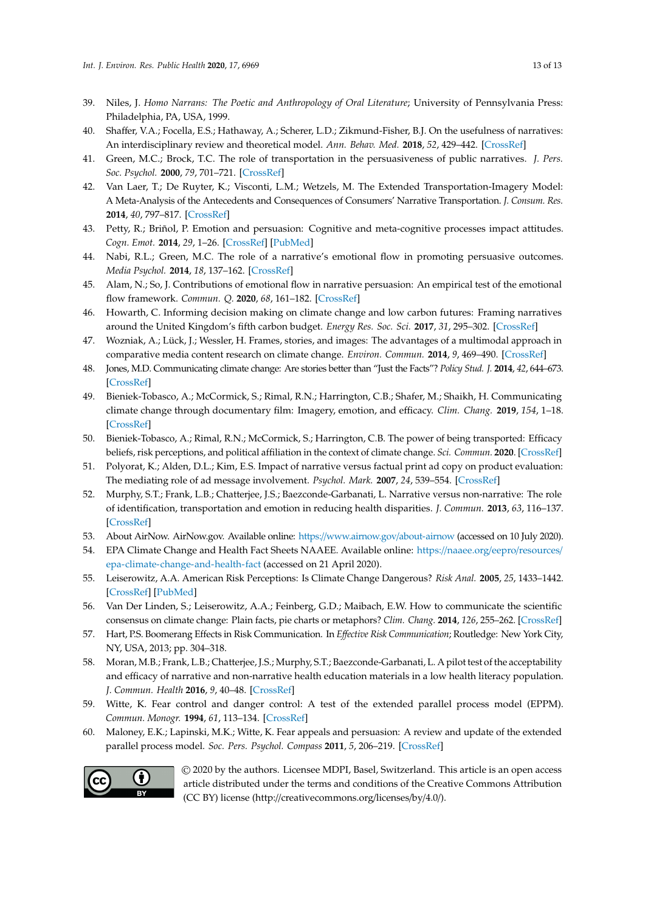39. Niles, J. *Homo Narrans: The Poetic and Anthropology of Oral Literature*; University of Pennsylvania Press: Philadelphia, PA, USA, 1999.
40. Shaffer, V.A.; Focella, E.S.; Hathaway, A.; Scherer, L.D.; Zikmund-Fisher, B.J. On the usefulness of narratives: An interdisciplinary review and theoretical model. *Ann. Behav. Med.* **2018**, *52*, 429–442. [CrossRef]
41. Green, M.C.; Brock, T.C. The role of transportation in the persuasiveness of public narratives. *J. Pers. Soc. Psychol.* **2000**, *79*, 701–721. [CrossRef]
42. Van Laer, T.; De Ruyter, K.; Visconti, L.M.; Wetzels, M. The Extended Transportation-Imagery Model: A Meta-Analysis of the Antecedents and Consequences of Consumers' Narrative Transportation. *J. Consum. Res.* **2014**, *40*, 797–817. [CrossRef]
43. Petty, R.; Briñol, P. Emotion and persuasion: Cognitive and meta-cognitive processes impact attitudes. *Cogn. Emot.* **2014**, *29*, 1–26. [CrossRef] [PubMed]
44. Nabi, R.L.; Green, M.C. The role of a narrative's emotional flow in promoting persuasive outcomes. *Media Psychol.* **2014**, *18*, 137–162. [CrossRef]
45. Alam, N.; So, J. Contributions of emotional flow in narrative persuasion: An empirical test of the emotional flow framework. *Commun. Q.* **2020**, *68*, 161–182. [CrossRef]
46. Howarth, C. Informing decision making on climate change and low carbon futures: Framing narratives around the United Kingdom's fifth carbon budget. *Energy Res. Soc. Sci.* **2017**, *31*, 295–302. [CrossRef]
47. Wozniak, A.; Lück, J.; Wessler, H. Frames, stories, and images: The advantages of a multimodal approach in comparative media content research on climate change. *Environ. Commun.* **2014**, *9*, 469–490. [CrossRef]
48. Jones, M.D. Communicating climate change: Are stories better than "Just the Facts"? *Policy Stud. J.* **2014**, *42*, 644–673. [CrossRef]
49. Bieniek-Tobasco, A.; McCormick, S.; Rimal, R.N.; Harrington, C.B.; Shafer, M.; Shaikh, H. Communicating climate change through documentary film: Imagery, emotion, and efficacy. *Clim. Chang.* **2019**, *154*, 1–18. [CrossRef]
50. Bieniek-Tobasco, A.; Rimal, R.N.; McCormick, S.; Harrington, C.B. The power of being transported: Efficacy beliefs, risk perceptions, and political affiliation in the context of climate change. *Sci. Commun.* **2020**. [CrossRef]
51. Polyorat, K.; Alden, D.L.; Kim, E.S. Impact of narrative versus factual print ad copy on product evaluation: The mediating role of ad message involvement. *Psychol. Mark.* **2007**, *24*, 539–554. [CrossRef]
52. Murphy, S.T.; Frank, L.B.; Chatterjee, J.S.; Baezconde-Garbanati, L. Narrative versus non-narrative: The role of identification, transportation and emotion in reducing health disparities. *J. Commun.* **2013**, *63*, 116–137. [CrossRef]
53. About AirNow. AirNow.gov. Available online: https://www.airnow.gov/about-airnow (accessed on 10 July 2020).
54. EPA Climate Change and Health Fact Sheets NAAEE. Available online: https://naaee.org/eepro/resources/epa-climate-change-and-health-fact (accessed on 21 April 2020).
55. Leiserowitz, A.A. American Risk Perceptions: Is Climate Change Dangerous? *Risk Anal.* **2005**, *25*, 1433–1442. [CrossRef] [PubMed]
56. Van Der Linden, S.; Leiserowitz, A.A.; Feinberg, G.D.; Maibach, E.W. How to communicate the scientific consensus on climate change: Plain facts, pie charts or metaphors? *Clim. Chang.* **2014**, *126*, 255–262. [CrossRef]
57. Hart, P.S. Boomerang Effects in Risk Communication. In *Effective Risk Communication*; Routledge: New York City, NY, USA, 2013; pp. 304–318.
58. Moran, M.B.; Frank, L.B.; Chatterjee, J.S.; Murphy, S.T.; Baezconde-Garbanati, L. A pilot test of the acceptability and efficacy of narrative and non-narrative health education materials in a low health literacy population. *J. Commun. Health* **2016**, *9*, 40–48. [CrossRef]
59. Witte, K. Fear control and danger control: A test of the extended parallel process model (EPPM). *Commun. Monogr.* **1994**, *61*, 113–134. [CrossRef]
60. Maloney, E.K.; Lapinski, M.K.; Witte, K. Fear appeals and persuasion: A review and update of the extended parallel process model. *Soc. Pers. Psychol. Compass* **2011**, *5*, 206–219. [CrossRef]

© 2020 by the authors. Licensee MDPI, Basel, Switzerland. This article is an open access article distributed under the terms and conditions of the Creative Commons Attribution (CC BY) license (http://creativecommons.org/licenses/by/4.0/).